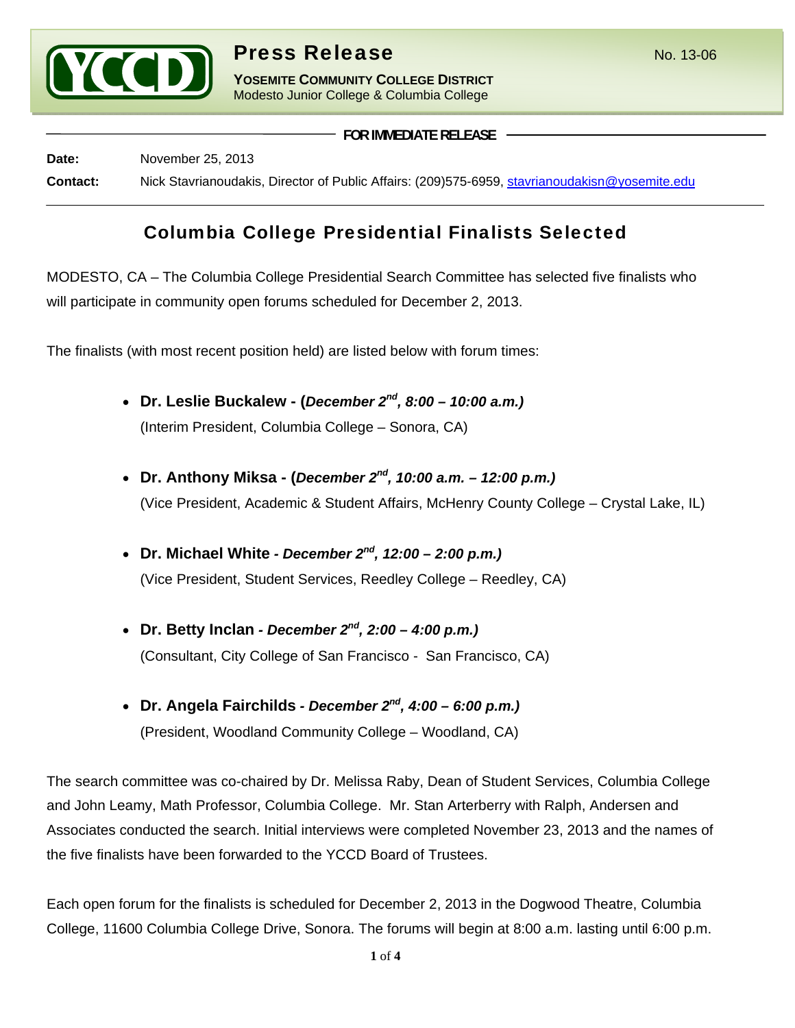**YCCD**

# Press Release

No. 13-06

**YOSEMITE COMMUNITY COLLEGE DISTRICT**
Modesto Junior College & Columbia College

**FOR IMMEDIATE RELEASE**

**Date:** November 25, 2013

**Contact:** Nick Stavrianoudakis, Director of Public Affairs: (209)575-6959, stavrianoudakisn@yosemite.edu

## Columbia College Presidential Finalists Selected

MODESTO, CA – The Columbia College Presidential Search Committee has selected five finalists who will participate in community open forums scheduled for December 2, 2013.

The finalists (with most recent position held) are listed below with forum times:

- **Dr. Leslie Buckalew - (*December 2nd, 8:00 – 10:00 a.m.)***
  (Interim President, Columbia College – Sonora, CA)
- **Dr. Anthony Miksa - (*December 2nd, 10:00 a.m. – 12:00 p.m.)***
  (Vice President, Academic & Student Affairs, McHenry County College – Crystal Lake, IL)
- **Dr. Michael White *- December 2nd, 12:00 – 2:00 p.m.)***
  (Vice President, Student Services, Reedley College – Reedley, CA)
- **Dr. Betty Inclan *- December 2nd, 2:00 – 4:00 p.m.)***
  (Consultant, City College of San Francisco - San Francisco, CA)
- **Dr. Angela Fairchilds *- December 2nd, 4:00 – 6:00 p.m.)***
  (President, Woodland Community College – Woodland, CA)

The search committee was co-chaired by Dr. Melissa Raby, Dean of Student Services, Columbia College and John Leamy, Math Professor, Columbia College. Mr. Stan Arterberry with Ralph, Andersen and Associates conducted the search. Initial interviews were completed November 23, 2013 and the names of the five finalists have been forwarded to the YCCD Board of Trustees.

Each open forum for the finalists is scheduled for December 2, 2013 in the Dogwood Theatre, Columbia College, 11600 Columbia College Drive, Sonora. The forums will begin at 8:00 a.m. lasting until 6:00 p.m.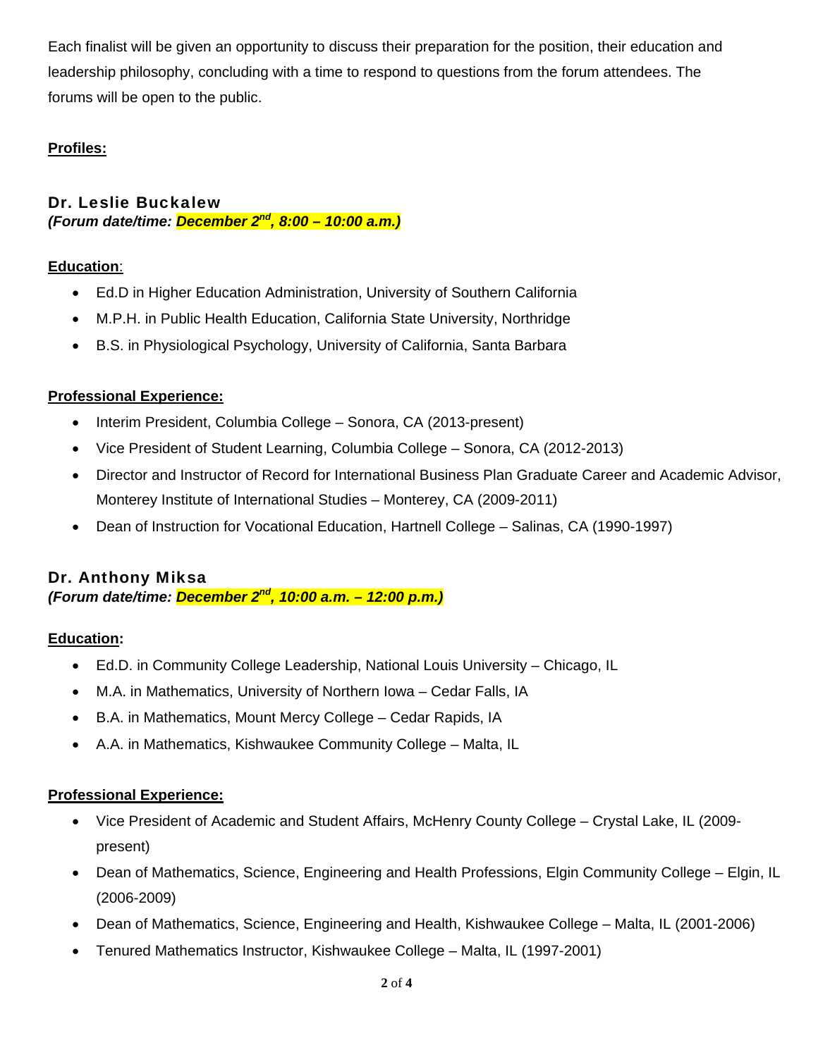Each finalist will be given an opportunity to discuss their preparation for the position, their education and leadership philosophy, concluding with a time to respond to questions from the forum attendees. The forums will be open to the public.

**Profiles:**

### Dr. Leslie Buckalew

***(Forum date/time: December 2nd, 8:00 – 10:00 a.m.)***

**Education**:

- Ed.D in Higher Education Administration, University of Southern California
- M.P.H. in Public Health Education, California State University, Northridge
- B.S. in Physiological Psychology, University of California, Santa Barbara

**Professional Experience:**

- Interim President, Columbia College – Sonora, CA (2013-present)
- Vice President of Student Learning, Columbia College – Sonora, CA (2012-2013)
- Director and Instructor of Record for International Business Plan Graduate Career and Academic Advisor, Monterey Institute of International Studies – Monterey, CA (2009-2011)
- Dean of Instruction for Vocational Education, Hartnell College – Salinas, CA (1990-1997)

### Dr. Anthony Miksa

***(Forum date/time: December 2nd, 10:00 a.m. – 12:00 p.m.)***

**Education:**

- Ed.D. in Community College Leadership, National Louis University – Chicago, IL
- M.A. in Mathematics, University of Northern Iowa – Cedar Falls, IA
- B.A. in Mathematics, Mount Mercy College – Cedar Rapids, IA
- A.A. in Mathematics, Kishwaukee Community College – Malta, IL

**Professional Experience:**

- Vice President of Academic and Student Affairs, McHenry County College – Crystal Lake, IL (2009-present)
- Dean of Mathematics, Science, Engineering and Health Professions, Elgin Community College – Elgin, IL (2006-2009)
- Dean of Mathematics, Science, Engineering and Health, Kishwaukee College – Malta, IL (2001-2006)
- Tenured Mathematics Instructor, Kishwaukee College – Malta, IL (1997-2001)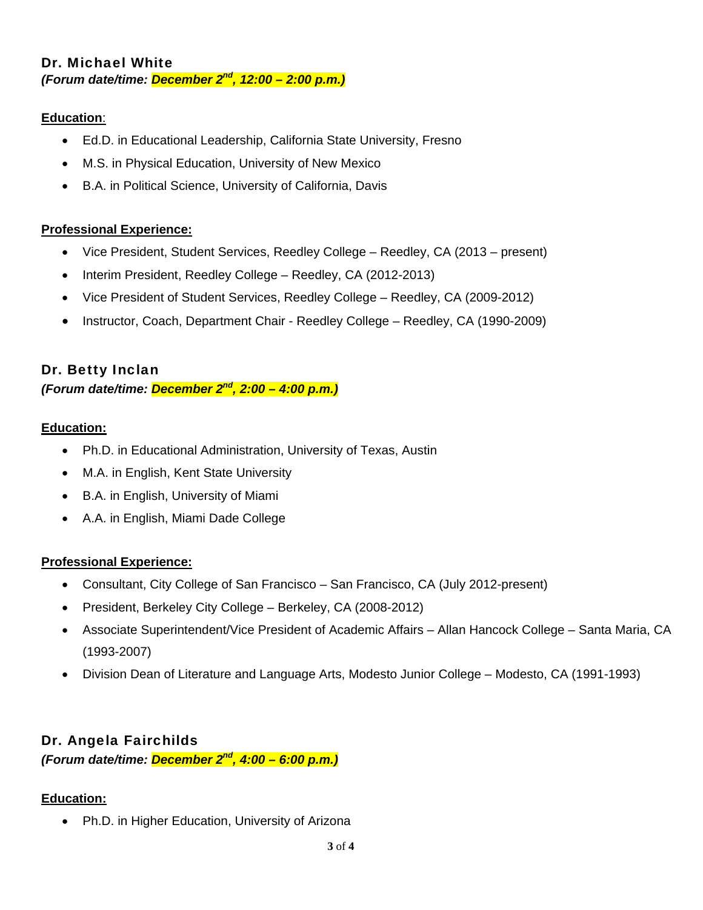### Dr. Michael White

***(Forum date/time: December 2nd, 12:00 – 2:00 p.m.)***

**Education**:

- Ed.D. in Educational Leadership, California State University, Fresno
- M.S. in Physical Education, University of New Mexico
- B.A. in Political Science, University of California, Davis

**Professional Experience:**

- Vice President, Student Services, Reedley College – Reedley, CA (2013 – present)
- Interim President, Reedley College – Reedley, CA (2012-2013)
- Vice President of Student Services, Reedley College – Reedley, CA (2009-2012)
- Instructor, Coach, Department Chair - Reedley College – Reedley, CA (1990-2009)

### Dr. Betty Inclan

***(Forum date/time: December 2nd, 2:00 – 4:00 p.m.)***

**Education:**

- Ph.D. in Educational Administration, University of Texas, Austin
- M.A. in English, Kent State University
- B.A. in English, University of Miami
- A.A. in English, Miami Dade College

**Professional Experience:**

- Consultant, City College of San Francisco – San Francisco, CA (July 2012-present)
- President, Berkeley City College – Berkeley, CA (2008-2012)
- Associate Superintendent/Vice President of Academic Affairs – Allan Hancock College – Santa Maria, CA (1993-2007)
- Division Dean of Literature and Language Arts, Modesto Junior College – Modesto, CA (1991-1993)

### Dr. Angela Fairchilds

***(Forum date/time: December 2nd, 4:00 – 6:00 p.m.)***

**Education:**

- Ph.D. in Higher Education, University of Arizona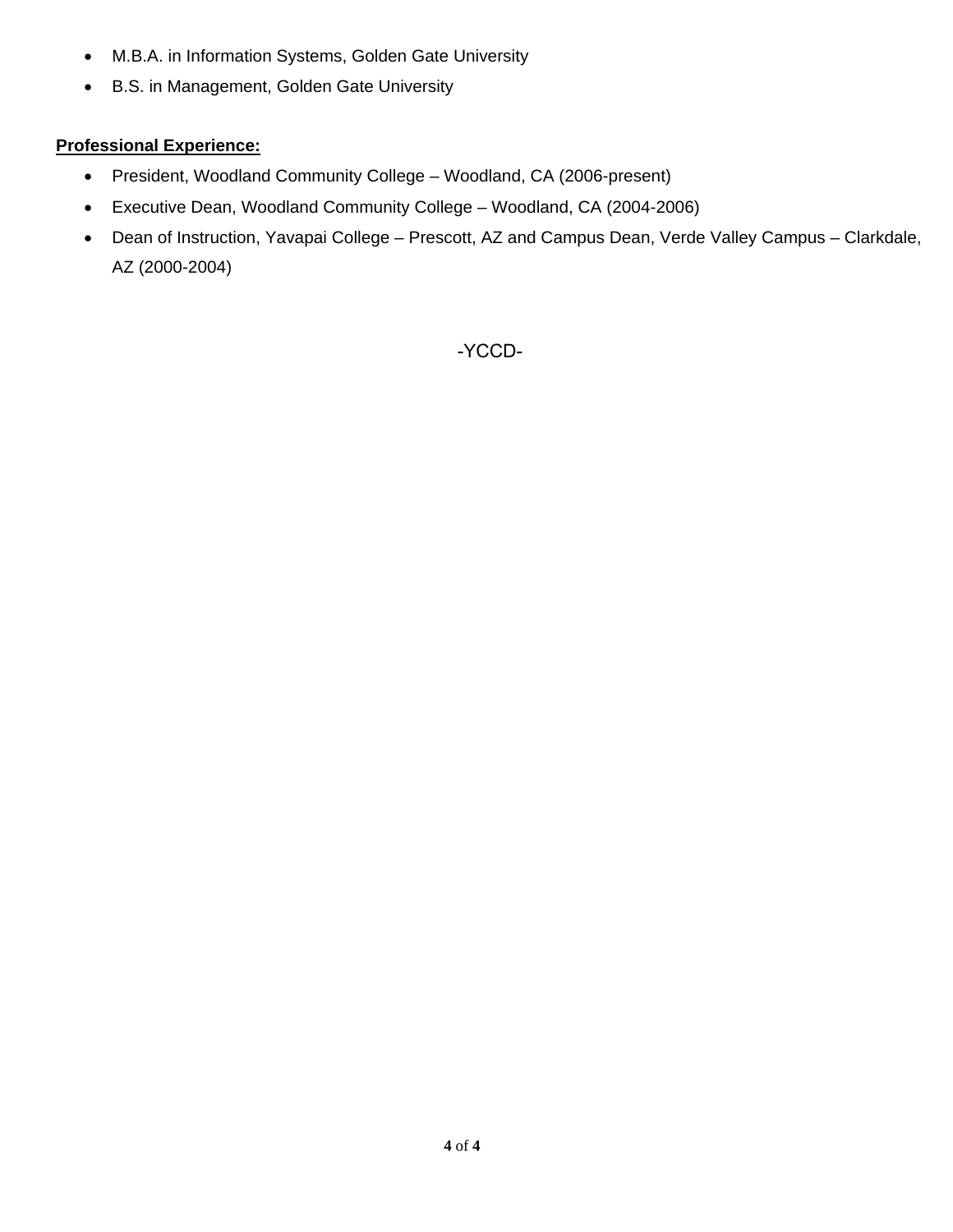- M.B.A. in Information Systems, Golden Gate University
- B.S. in Management, Golden Gate University

**Professional Experience:**

- President, Woodland Community College – Woodland, CA (2006-present)
- Executive Dean, Woodland Community College – Woodland, CA (2004-2006)
- Dean of Instruction, Yavapai College – Prescott, AZ and Campus Dean, Verde Valley Campus – Clarkdale, AZ (2000-2004)

-YCCD-